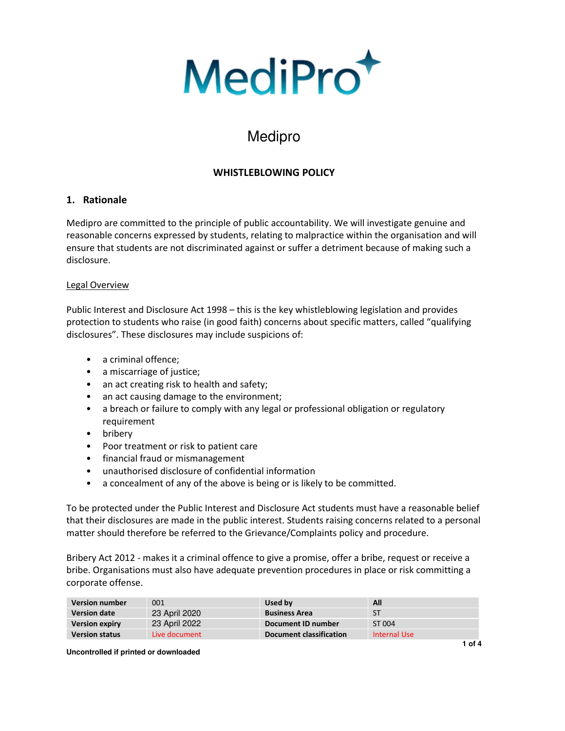# Medipro

## WHISTLEBLOWING POLICY

### 1. Rationale

Medipro are committed to the principle of public accountability. We will investigate genuine and reasonable concerns expressed by students, relating to malpractice within the organisation and will ensure that students are not discriminated against or suffer a detriment because of making such a disclosure.

Legal Overview

Public Interest and Disclosure Act 1998 – this is the key whistleblowing legislation and provides protection to students who raise (in good faith) concerns about specific matters, called "qualifying disclosures". These disclosures may include suspicions of:

- a criminal offence;
- a miscarriage of justice;
- an act creating risk to health and safety;
- an act causing damage to the environment;
- a breach or failure to comply with any legal or professional obligation or regulatory requirement
- bribery
- Poor treatment or risk to patient care
- financial fraud or mismanagement
- unauthorised disclosure of confidential information
- a concealment of any of the above is being or is likely to be committed.

To be protected under the Public Interest and Disclosure Act students must have a reasonable belief that their disclosures are made in the public interest. Students raising concerns related to a personal matter should therefore be referred to the Grievance/Complaints policy and procedure.

Bribery Act 2012 - makes it a criminal offence to give a promise, offer a bribe, request or receive a bribe. Organisations must also have adequate prevention procedures in place or risk committing a corporate offense.

| Version number | 001 | Used by | All |
|---|---|---|---|
| Version date | 23 April 2020 | Business Area | ST |
| Version expiry | 23 April 2022 | Document ID number | ST 004 |
| Version status | Live document | Document classification | Internal Use |

Uncontrolled if printed or downloaded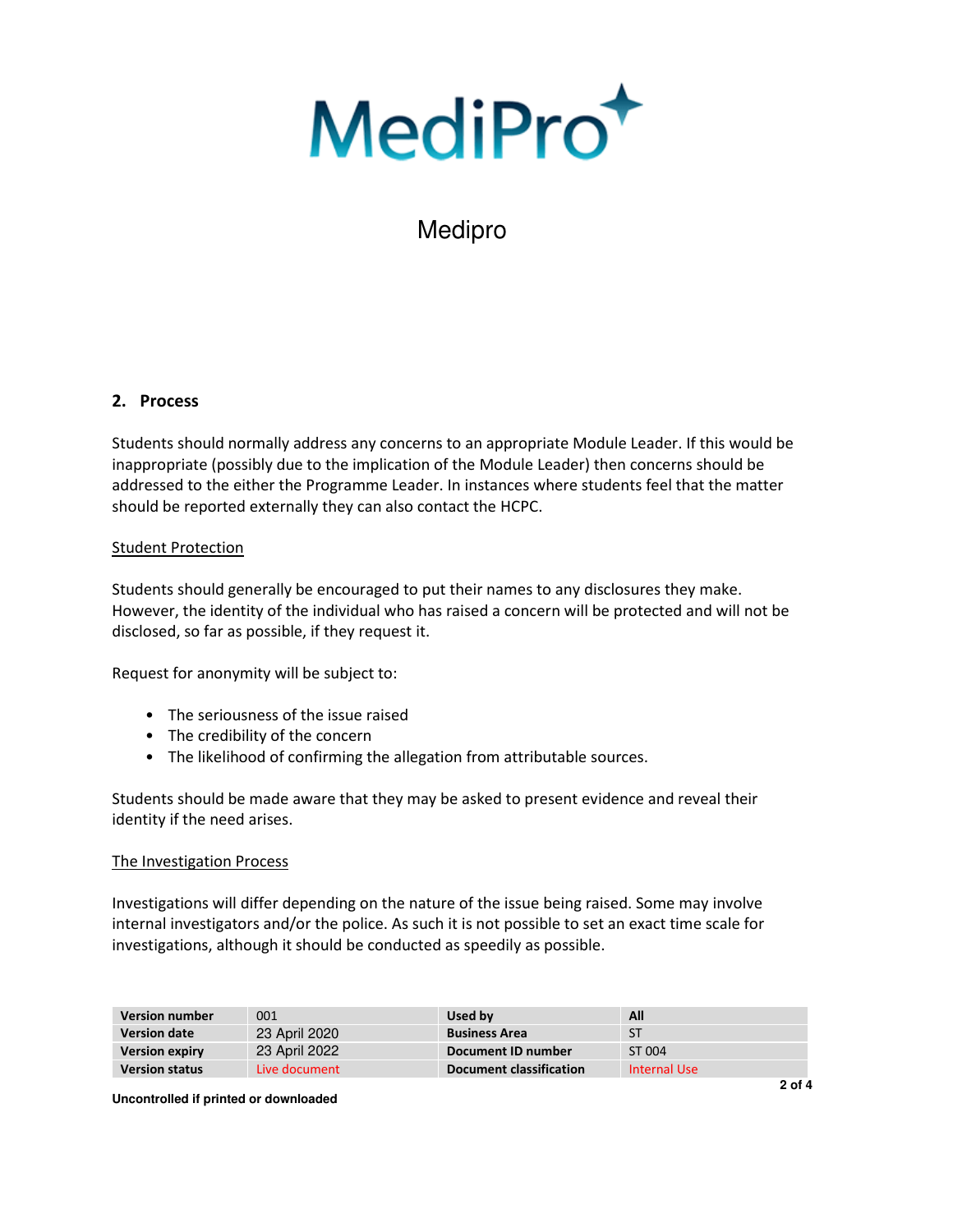## 2. Process

Students should normally address any concerns to an appropriate Module Leader. If this would be inappropriate (possibly due to the implication of the Module Leader) then concerns should be addressed to the either the Programme Leader. In instances where students feel that the matter should be reported externally they can also contact the HCPC.

Student Protection

Students should generally be encouraged to put their names to any disclosures they make. However, the identity of the individual who has raised a concern will be protected and will not be disclosed, so far as possible, if they request it.

Request for anonymity will be subject to:

- The seriousness of the issue raised
- The credibility of the concern
- The likelihood of confirming the allegation from attributable sources.

Students should be made aware that they may be asked to present evidence and reveal their identity if the need arises.

The Investigation Process

Investigations will differ depending on the nature of the issue being raised. Some may involve internal investigators and/or the police. As such it is not possible to set an exact time scale for investigations, although it should be conducted as speedily as possible.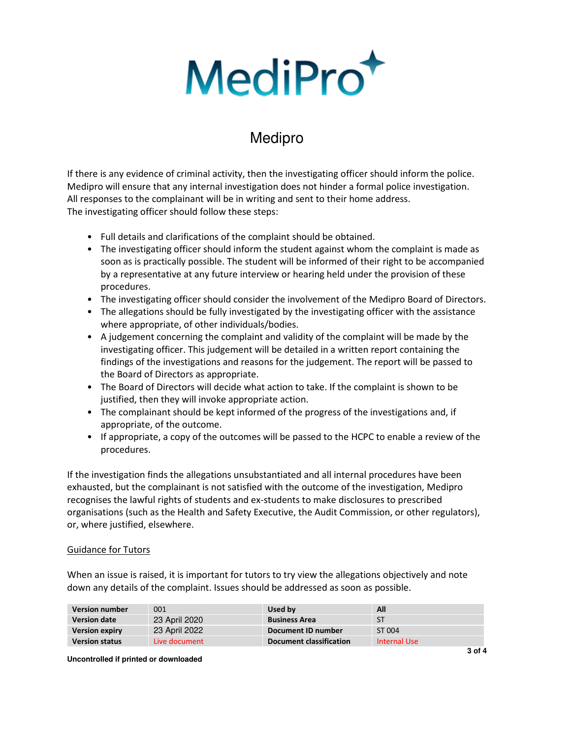# Medipro

If there is any evidence of criminal activity, then the investigating officer should inform the police. Medipro will ensure that any internal investigation does not hinder a formal police investigation. All responses to the complainant will be in writing and sent to their home address.
The investigating officer should follow these steps:

- Full details and clarifications of the complaint should be obtained.
- The investigating officer should inform the student against whom the complaint is made as soon as is practically possible. The student will be informed of their right to be accompanied by a representative at any future interview or hearing held under the provision of these procedures.
- The investigating officer should consider the involvement of the Medipro Board of Directors.
- The allegations should be fully investigated by the investigating officer with the assistance where appropriate, of other individuals/bodies.
- A judgement concerning the complaint and validity of the complaint will be made by the investigating officer. This judgement will be detailed in a written report containing the findings of the investigations and reasons for the judgement. The report will be passed to the Board of Directors as appropriate.
- The Board of Directors will decide what action to take. If the complaint is shown to be justified, then they will invoke appropriate action.
- The complainant should be kept informed of the progress of the investigations and, if appropriate, of the outcome.
- If appropriate, a copy of the outcomes will be passed to the HCPC to enable a review of the procedures.

If the investigation finds the allegations unsubstantiated and all internal procedures have been exhausted, but the complainant is not satisfied with the outcome of the investigation, Medipro recognises the lawful rights of students and ex-students to make disclosures to prescribed organisations (such as the Health and Safety Executive, the Audit Commission, or other regulators), or, where justified, elsewhere.

<u>Guidance for Tutors</u>

When an issue is raised, it is important for tutors to try view the allegations objectively and note down any details of the complaint. Issues should be addressed as soon as possible.

| **Version number** | 001 | **Used by** | **All** |
|---|---|---|---|
| **Version date** | 23 April 2020 | **Business Area** | ST |
| **Version expiry** | 23 April 2022 | **Document ID number** | ST 004 |
| **Version status** | Live document | **Document classification** | Internal Use |

**Uncontrolled if printed or downloaded**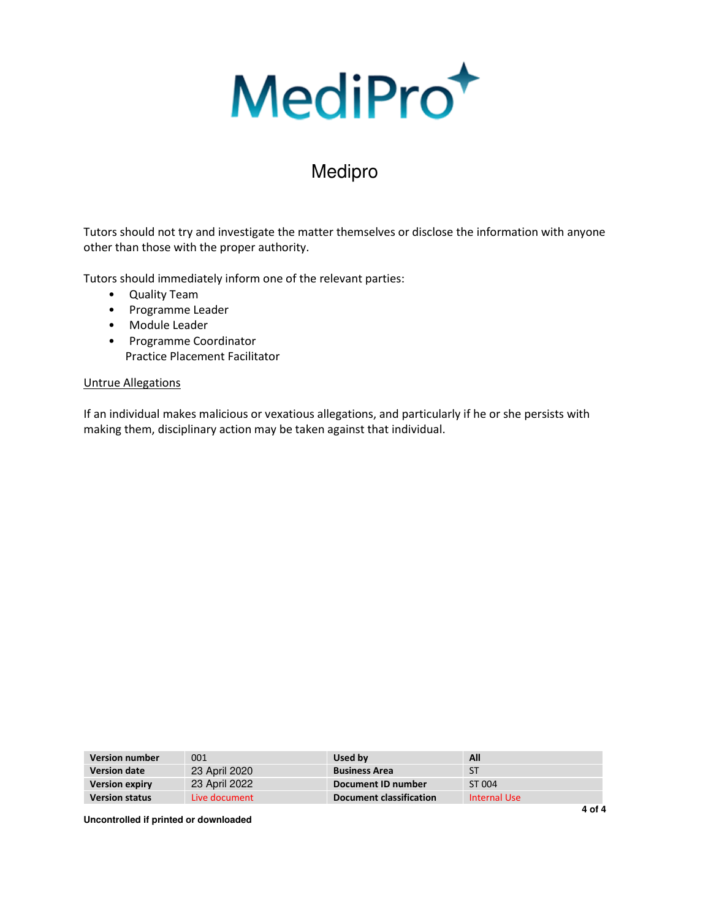Tutors should not try and investigate the matter themselves or disclose the information with anyone other than those with the proper authority.

Tutors should immediately inform one of the relevant parties:

- Quality Team
- Programme Leader
- Module Leader
- Programme Coordinator  
  Practice Placement Facilitator

Untrue Allegations

If an individual makes malicious or vexatious allegations, and particularly if he or she persists with making them, disciplinary action may be taken against that individual.

| | | | |
|---|---|---|---|
| **Version number** | 001 | **Used by** | **All** |
| **Version date** | 23 April 2020 | **Business Area** | ST |
| **Version expiry** | 23 April 2022 | **Document ID number** | ST 004 |
| **Version status** | Live document | **Document classification** | Internal Use |

**Uncontrolled if printed or downloaded**